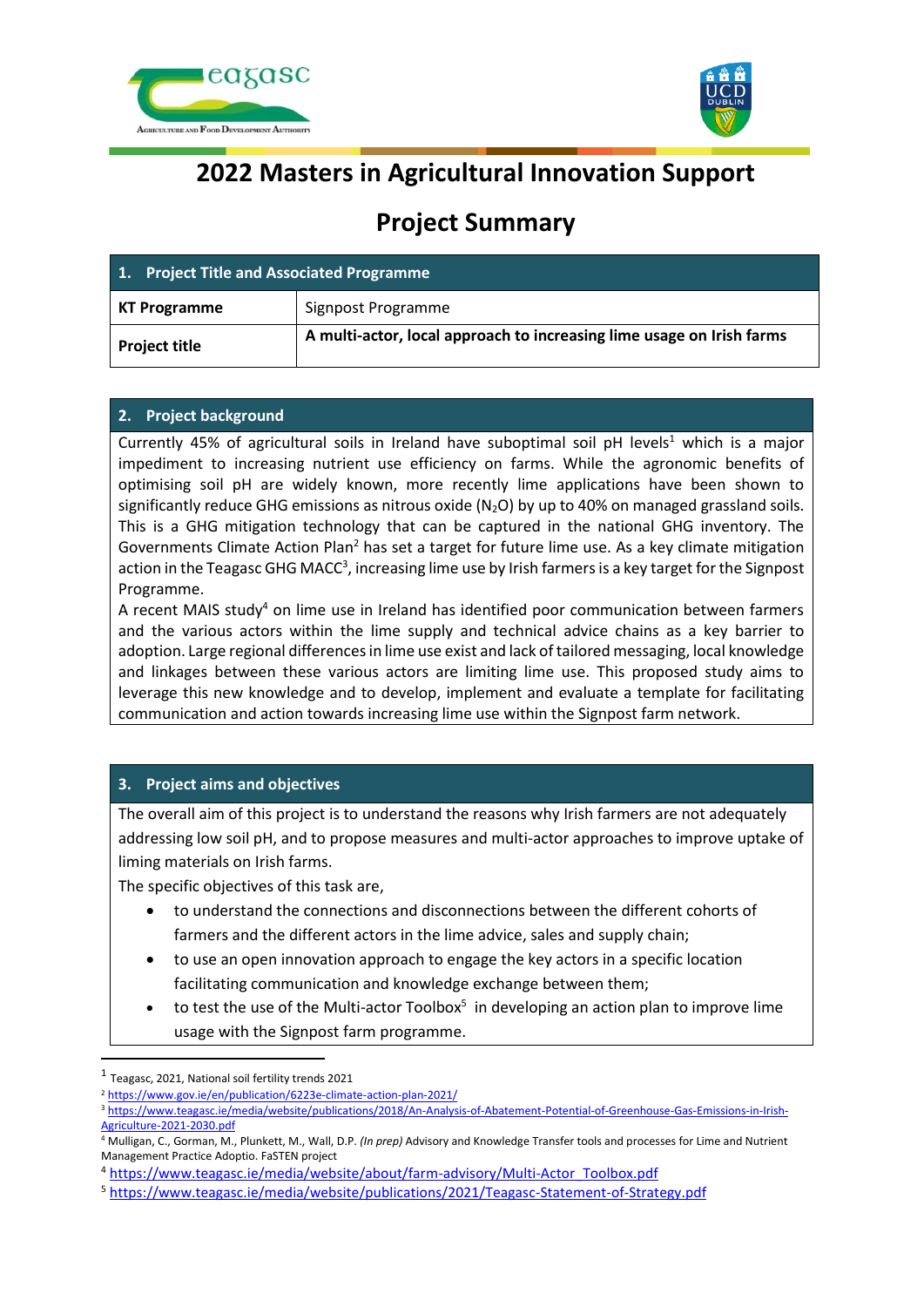# 2022 Masters in Agricultural Innovation Support

# Project Summary

| 1. Project Title and Associated Programme | |
|---|---|
| **KT Programme** | Signpost Programme |
| **Project title** | **A multi-actor, local approach to increasing lime usage on Irish farms** |

## 2. Project background

Currently 45% of agricultural soils in Ireland have suboptimal soil pH levels[1] which is a major impediment to increasing nutrient use efficiency on farms. While the agronomic benefits of optimising soil pH are widely known, more recently lime applications have been shown to significantly reduce GHG emissions as nitrous oxide ($N_2O$) by up to 40% on managed grassland soils. This is a GHG mitigation technology that can be captured in the national GHG inventory. The Governments Climate Action Plan[2] has set a target for future lime use. As a key climate mitigation action in the Teagasc GHG MACC[3], increasing lime use by Irish farmers is a key target for the Signpost Programme.

A recent MAIS study[4] on lime use in Ireland has identified poor communication between farmers and the various actors within the lime supply and technical advice chains as a key barrier to adoption. Large regional differences in lime use exist and lack of tailored messaging, local knowledge and linkages between these various actors are limiting lime use. This proposed study aims to leverage this new knowledge and to develop, implement and evaluate a template for facilitating communication and action towards increasing lime use within the Signpost farm network.

## 3. Project aims and objectives

The overall aim of this project is to understand the reasons why Irish farmers are not adequately addressing low soil pH, and to propose measures and multi-actor approaches to improve uptake of liming materials on Irish farms.

The specific objectives of this task are,

- to understand the connections and disconnections between the different cohorts of farmers and the different actors in the lime advice, sales and supply chain;
- to use an open innovation approach to engage the key actors in a specific location facilitating communication and knowledge exchange between them;
- to test the use of the Multi-actor Toolbox[5] in developing an action plan to improve lime usage with the Signpost farm programme.

---

[1] Teagasc, 2021, National soil fertility trends 2021

[2] https://www.gov.ie/en/publication/6223e-climate-action-plan-2021/

[3] https://www.teagasc.ie/media/website/publications/2018/An-Analysis-of-Abatement-Potential-of-Greenhouse-Gas-Emissions-in-Irish-Agriculture-2021-2030.pdf

[4] Mulligan, C., Gorman, M., Plunkett, M., Wall, D.P. *(In prep)* Advisory and Knowledge Transfer tools and processes for Lime and Nutrient Management Practice Adoptio. FaSTEN project

[4] https://www.teagasc.ie/media/website/about/farm-advisory/Multi-Actor_Toolbox.pdf

[5] https://www.teagasc.ie/media/website/publications/2021/Teagasc-Statement-of-Strategy.pdf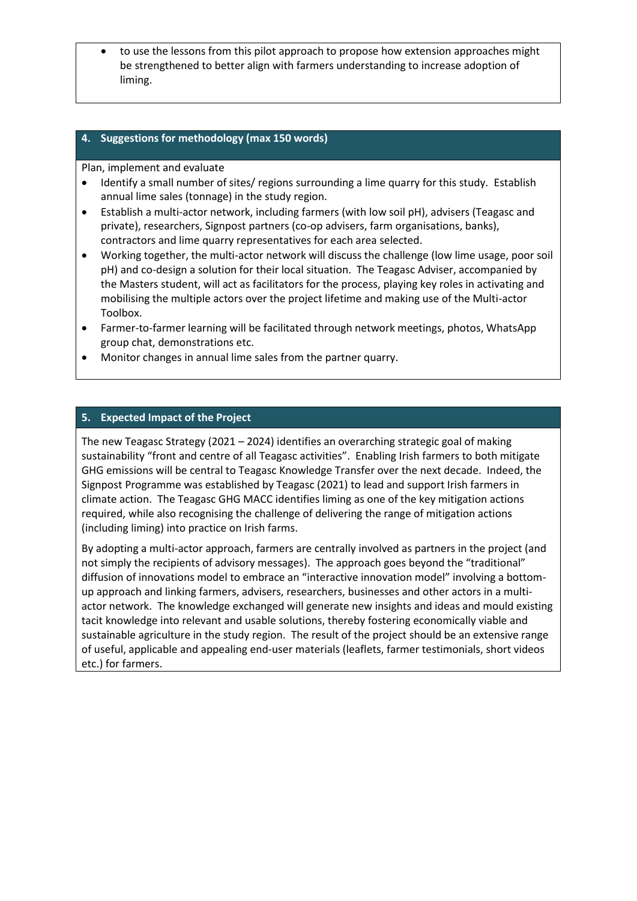- to use the lessons from this pilot approach to propose how extension approaches might be strengthened to better align with farmers understanding to increase adoption of liming.

## 4. Suggestions for methodology (max 150 words)

Plan, implement and evaluate

- Identify a small number of sites/ regions surrounding a lime quarry for this study. Establish annual lime sales (tonnage) in the study region.
- Establish a multi-actor network, including farmers (with low soil pH), advisers (Teagasc and private), researchers, Signpost partners (co-op advisers, farm organisations, banks), contractors and lime quarry representatives for each area selected.
- Working together, the multi-actor network will discuss the challenge (low lime usage, poor soil pH) and co-design a solution for their local situation. The Teagasc Adviser, accompanied by the Masters student, will act as facilitators for the process, playing key roles in activating and mobilising the multiple actors over the project lifetime and making use of the Multi-actor Toolbox.
- Farmer-to-farmer learning will be facilitated through network meetings, photos, WhatsApp group chat, demonstrations etc.
- Monitor changes in annual lime sales from the partner quarry.

## 5. Expected Impact of the Project

The new Teagasc Strategy (2021 – 2024) identifies an overarching strategic goal of making sustainability "front and centre of all Teagasc activities". Enabling Irish farmers to both mitigate GHG emissions will be central to Teagasc Knowledge Transfer over the next decade. Indeed, the Signpost Programme was established by Teagasc (2021) to lead and support Irish farmers in climate action. The Teagasc GHG MACC identifies liming as one of the key mitigation actions required, while also recognising the challenge of delivering the range of mitigation actions (including liming) into practice on Irish farms.

By adopting a multi-actor approach, farmers are centrally involved as partners in the project (and not simply the recipients of advisory messages). The approach goes beyond the "traditional" diffusion of innovations model to embrace an "interactive innovation model" involving a bottom-up approach and linking farmers, advisers, researchers, businesses and other actors in a multi-actor network. The knowledge exchanged will generate new insights and ideas and mould existing tacit knowledge into relevant and usable solutions, thereby fostering economically viable and sustainable agriculture in the study region. The result of the project should be an extensive range of useful, applicable and appealing end-user materials (leaflets, farmer testimonials, short videos etc.) for farmers.